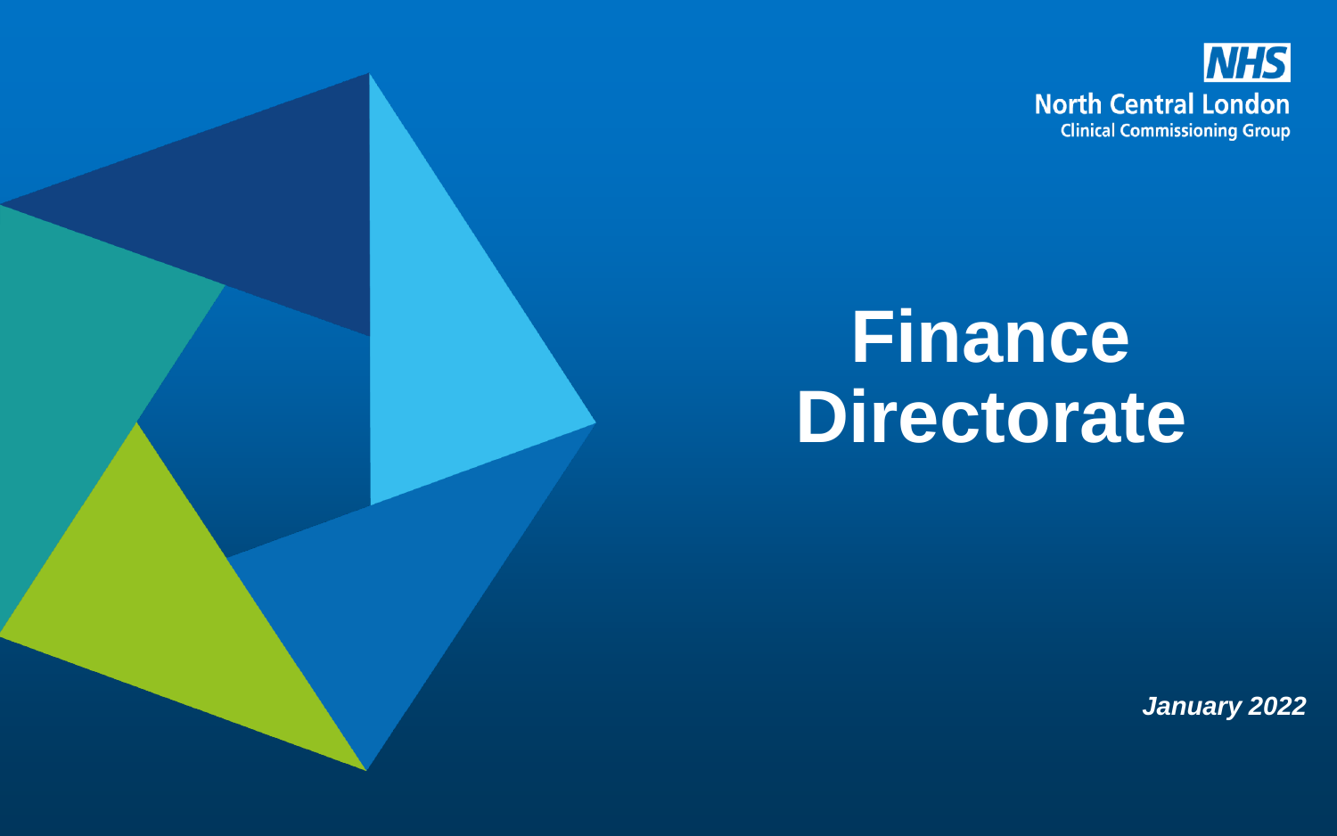NHS
North Central London
Clinical Commissioning Group

# Finance Directorate

*January 2022*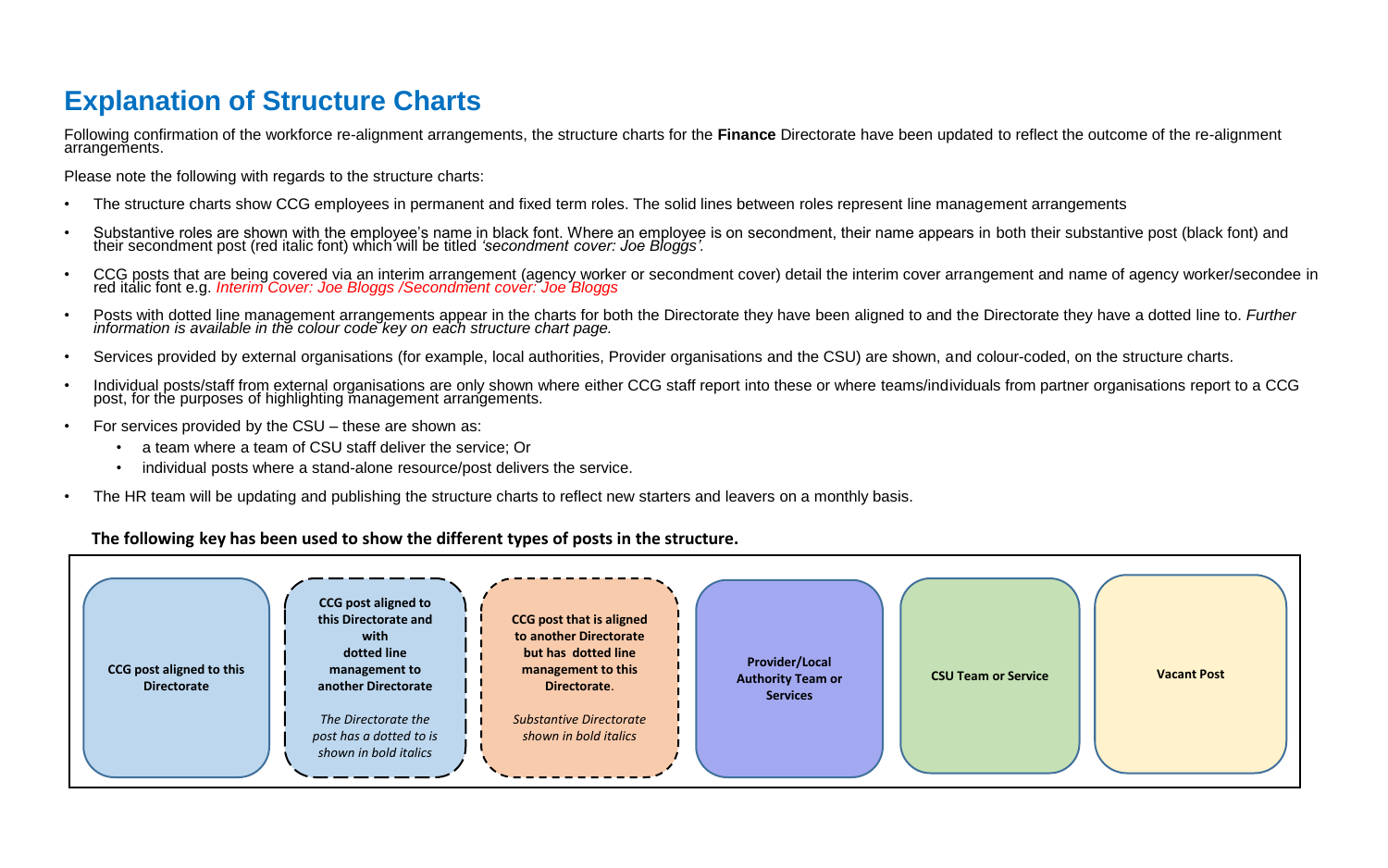# Explanation of Structure Charts

Following confirmation of the workforce re-alignment arrangements, the structure charts for the **Finance** Directorate have been updated to reflect the outcome of the re-alignment arrangements.

Please note the following with regards to the structure charts:

- The structure charts show CCG employees in permanent and fixed term roles. The solid lines between roles represent line management arrangements
- Substantive roles are shown with the employee's name in black font. Where an employee is on secondment, their name appears in both their substantive post (black font) and their secondment post (red italic font) which will be titled *'secondment cover: Joe Bloggs'.*
- CCG posts that are being covered via an interim arrangement (agency worker or secondment cover) detail the interim cover arrangement and name of agency worker/secondee in red italic font e.g. *Interim Cover: Joe Bloggs /Secondment cover: Joe Bloggs*
- Posts with dotted line management arrangements appear in the charts for both the Directorate they have been aligned to and the Directorate they have a dotted line to. *Further information is available in the colour code key on each structure chart page.*
- Services provided by external organisations (for example, local authorities, Provider organisations and the CSU) are shown, and colour-coded, on the structure charts.
- Individual posts/staff from external organisations are only shown where either CCG staff report into these or where teams/individuals from partner organisations report to a CCG post, for the purposes of highlighting management arrangements.
- For services provided by the CSU – these are shown as:
  - a team where a team of CSU staff deliver the service; Or
  - individual posts where a stand-alone resource/post delivers the service.
- The HR team will be updating and publishing the structure charts to reflect new starters and leavers on a monthly basis.

**The following key has been used to show the different types of posts in the structure.**

| Key |
|---|
| **CCG post aligned to this Directorate** |
| **CCG post aligned to this Directorate and with dotted line management to another Directorate** *The Directorate the post has a dotted to is shown in bold italics* |
| **CCG post that is aligned to another Directorate but has dotted line management to this Directorate.** *Substantive Directorate shown in bold italics* |
| **Provider/Local Authority Team or Services** |
| **CSU Team or Service** |
| **Vacant Post** |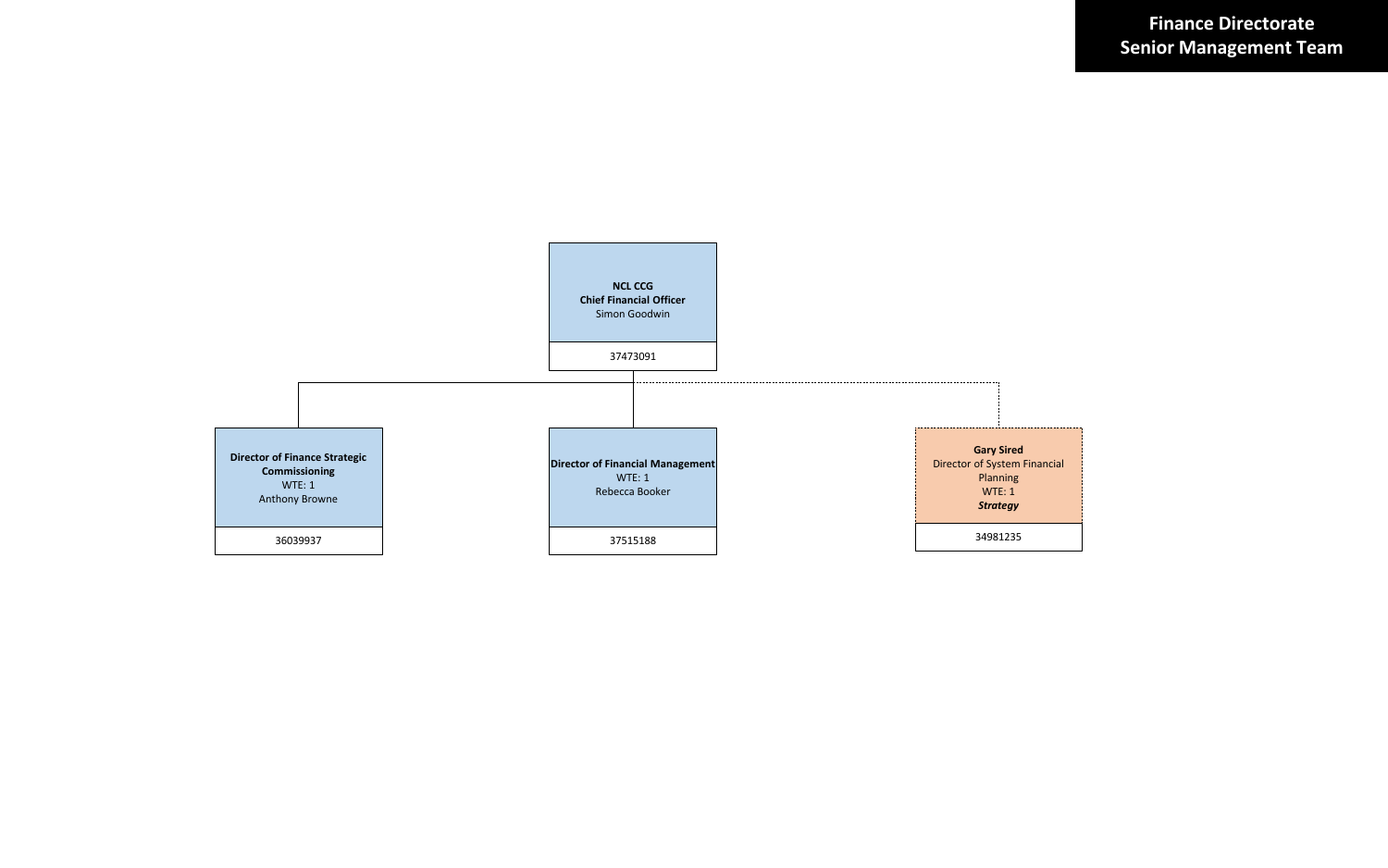# Finance Directorate Senior Management Team

**NCL CCG**
**Chief Financial Officer**
Simon Goodwin

37473091

---

**Director of Finance Strategic Commissioning**
WTE: 1
Anthony Browne

36039937

---

**Director of Financial Management**
WTE: 1
Rebecca Booker

37515188

---

**Gary Sired**
Director of System Financial Planning
WTE: 1
***Strategy***

34981235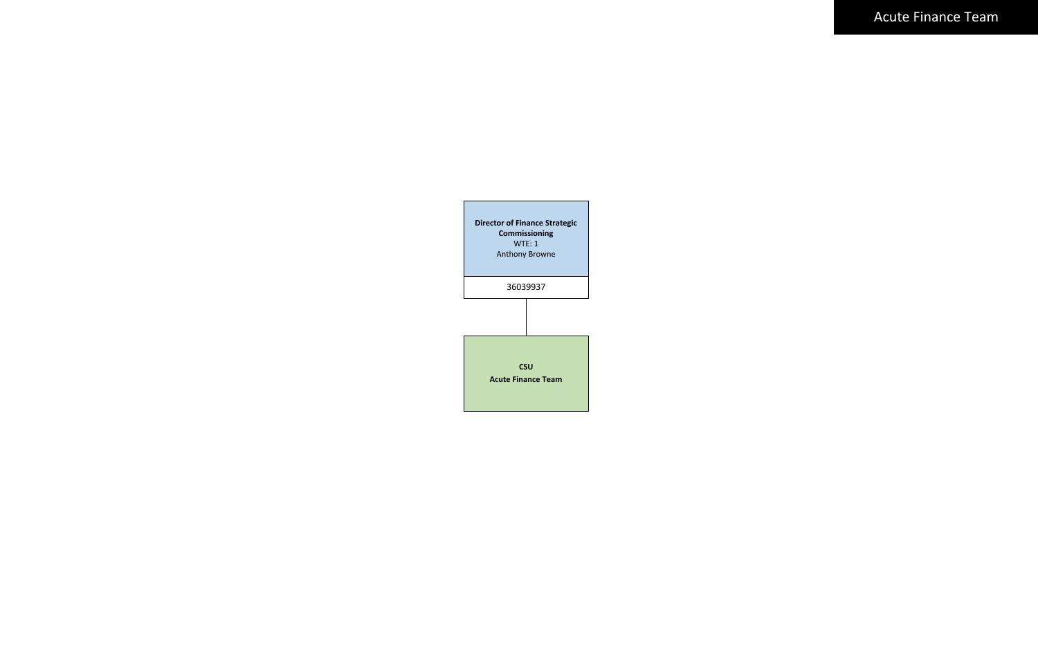# Acute Finance Team

**Director of Finance Strategic Commissioning**
WTE: 1
Anthony Browne

36039937

**CSU**
**Acute Finance Team**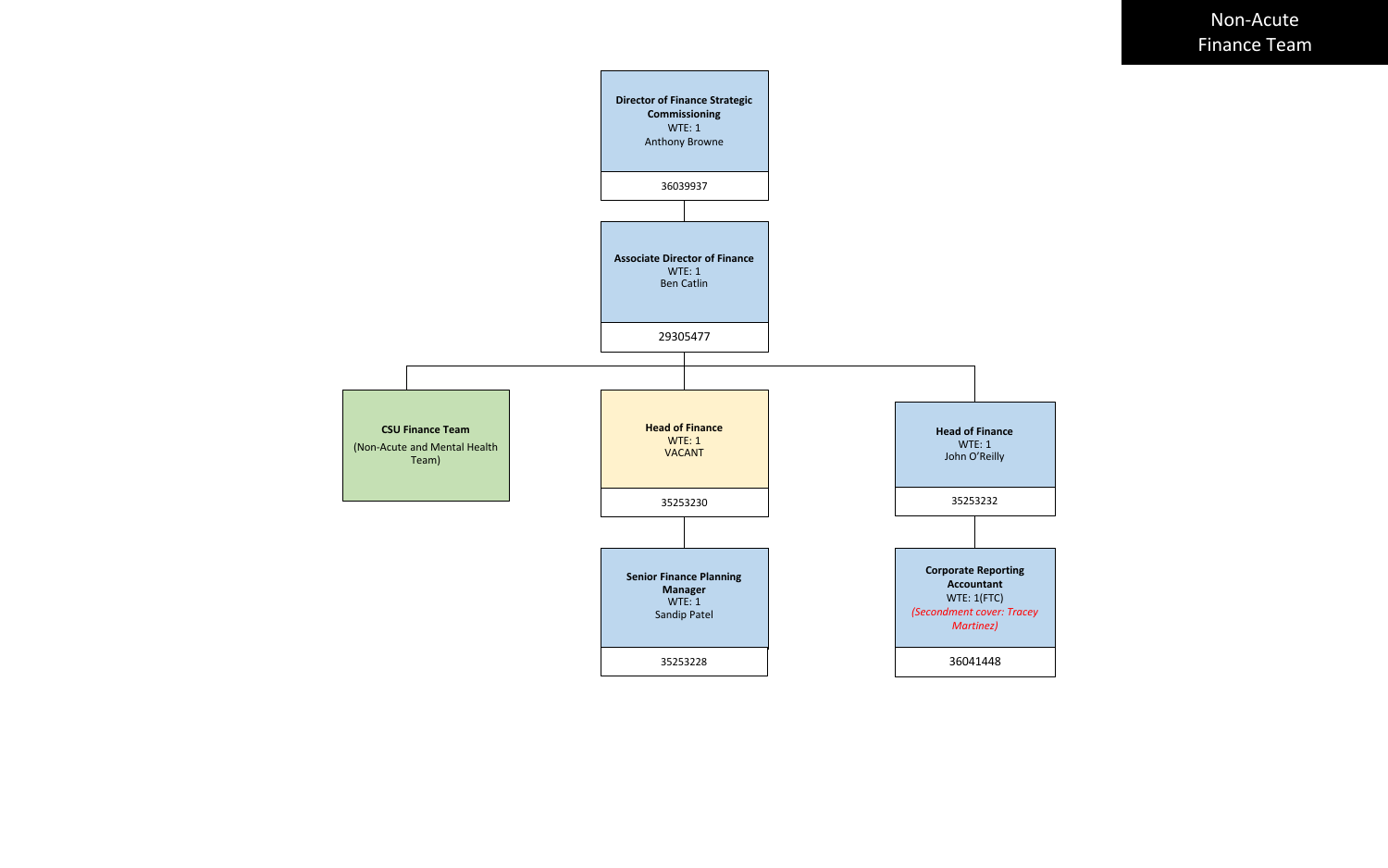# Non-Acute Finance Team

**Director of Finance Strategic Commissioning**
WTE: 1
Anthony Browne
36039937

**Associate Director of Finance**
WTE: 1
Ben Catlin
29305477

**CSU Finance Team**
(Non-Acute and Mental Health Team)

**Head of Finance**
WTE: 1
VACANT
35253230

- **Senior Finance Planning Manager**
  WTE: 1
  Sandip Patel
  35253228

**Head of Finance**
WTE: 1
John O'Reilly
35253232

- **Corporate Reporting Accountant**
  WTE: 1(FTC)
  *(Secondment cover: Tracey Martinez)*
  36041448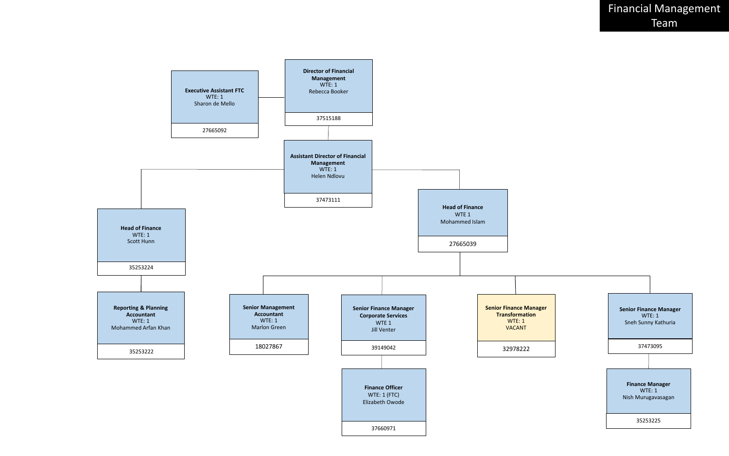# Financial Management Team

- **Director of Financial Management**
  WTE: 1
  Rebecca Booker
  37515188
  - **Executive Assistant FTC**
    WTE: 1
    Sharon de Mello
    27665092
  - **Assistant Director of Financial Management**
    WTE: 1
    Helen Ndlovu
    37473111
    - **Head of Finance**
      WTE: 1
      Scott Hunn
      35253224
      - **Reporting & Planning Accountant**
        WTE: 1
        Mohammed Arfan Khan
        35253222
    - **Head of Finance**
      WTE 1
      Mohammed Islam
      27665039
      - **Senior Management Accountant**
        WTE: 1
        Marlon Green
        18027867
      - **Senior Finance Manager Corporate Services**
        WTE 1
        Jill Venter
        39149042
        - **Finance Officer**
          WTE: 1 (FTC)
          Elizabeth Owode
          37660971
      - **Senior Finance Manager Transformation**
        WTE: 1
        VACANT
        32978222
      - **Senior Finance Manager**
        WTE: 1
        Sneh Sunny Kathuria
        37473095
        - **Finance Manager**
          WTE: 1
          Nish Murugavasagan
          35253225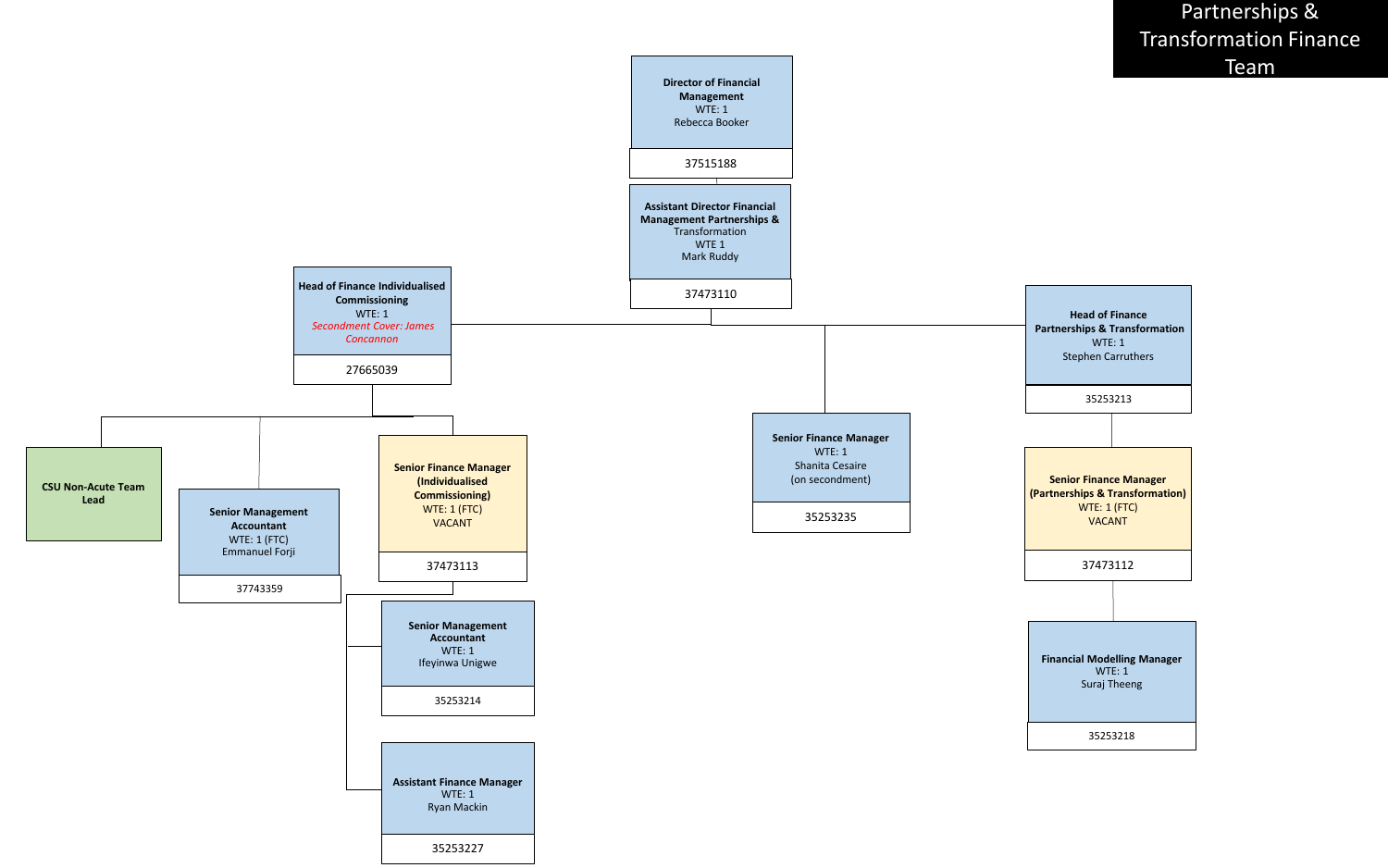# Partnerships & Transformation Finance Team

- **Director of Financial Management**
  WTE: 1
  Rebecca Booker
  37515188
  - **Assistant Director Financial Management Partnerships &** Transformation
    WTE 1
    Mark Ruddy
    37473110
    - **Head of Finance Individualised Commissioning**
      WTE: 1
      *Secondment Cover: James Concannon*
      27665039
      - **CSU Non-Acute Team Lead**
      - **Senior Management Accountant**
        WTE: 1 (FTC)
        Emmanuel Forji
        37743359
      - **Senior Finance Manager (Individualised Commissioning)**
        WTE: 1 (FTC)
        VACANT
        37473113
        - **Senior Management Accountant**
          WTE: 1
          Ifeyinwa Unigwe
          35253214
        - **Assistant Finance Manager**
          WTE: 1
          Ryan Mackin
          35253227
    - **Senior Finance Manager**
      WTE: 1
      Shanita Cesaire
      (on secondment)
      35253235
    - **Head of Finance Partnerships & Transformation**
      WTE: 1
      Stephen Carruthers
      35253213
      - **Senior Finance Manager (Partnerships & Transformation)**
        WTE: 1 (FTC)
        VACANT
        37473112
        - **Financial Modelling Manager**
          WTE: 1
          Suraj Theeng
          35253218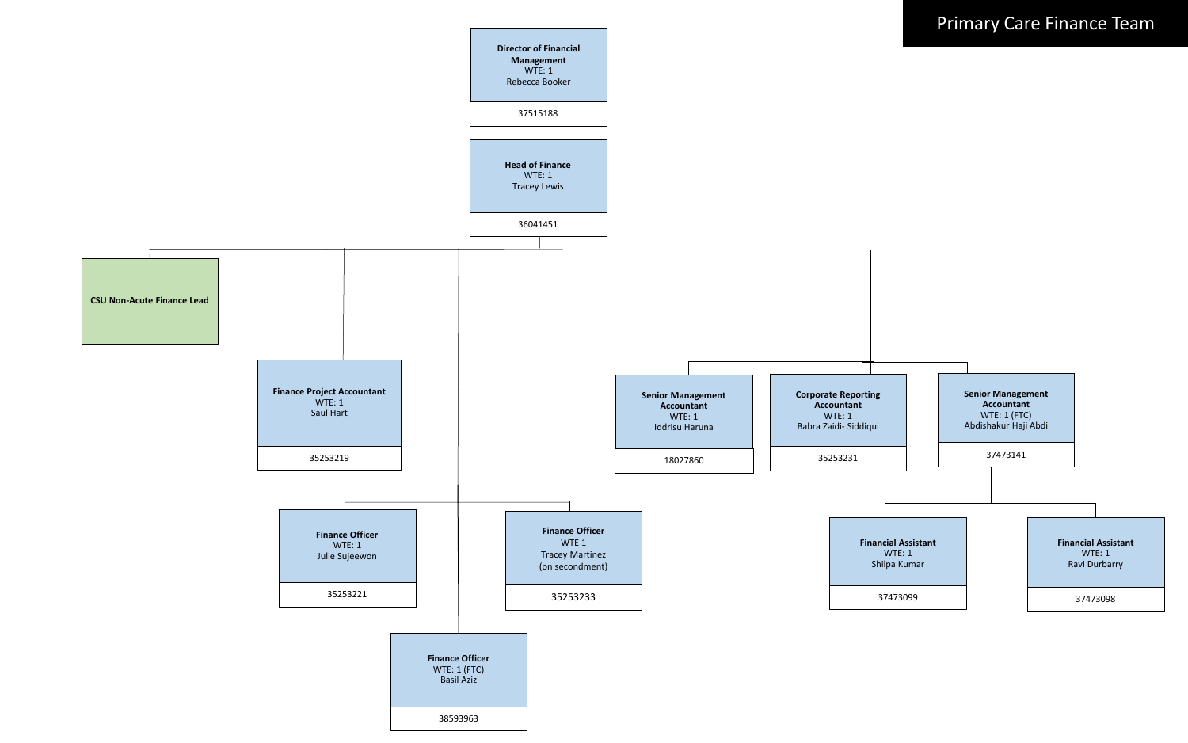# Primary Care Finance Team

**Director of Financial Management**
WTE: 1
Rebecca Booker
37515188

**Head of Finance**
WTE: 1
Tracey Lewis
36041451

**CSU Non-Acute Finance Lead**

**Finance Project Accountant**
WTE: 1
Saul Hart
35253219

**Finance Officer**
WTE: 1
Julie Sujeewon
35253221

**Finance Officer**
WTE 1
Tracey Martinez
(on secondment)
35253233

**Finance Officer**
WTE: 1 (FTC)
Basil Aziz
38593963

**Senior Management Accountant**
WTE: 1
Iddrisu Haruna
18027860

**Corporate Reporting Accountant**
WTE: 1
Babra Zaidi- Siddiqui
35253231

**Senior Management Accountant**
WTE: 1 (FTC)
Abdishakur Haji Abdi
37473141

**Financial Assistant**
WTE: 1
Shilpa Kumar
37473099

**Financial Assistant**
WTE: 1
Ravi Durbarry
37473098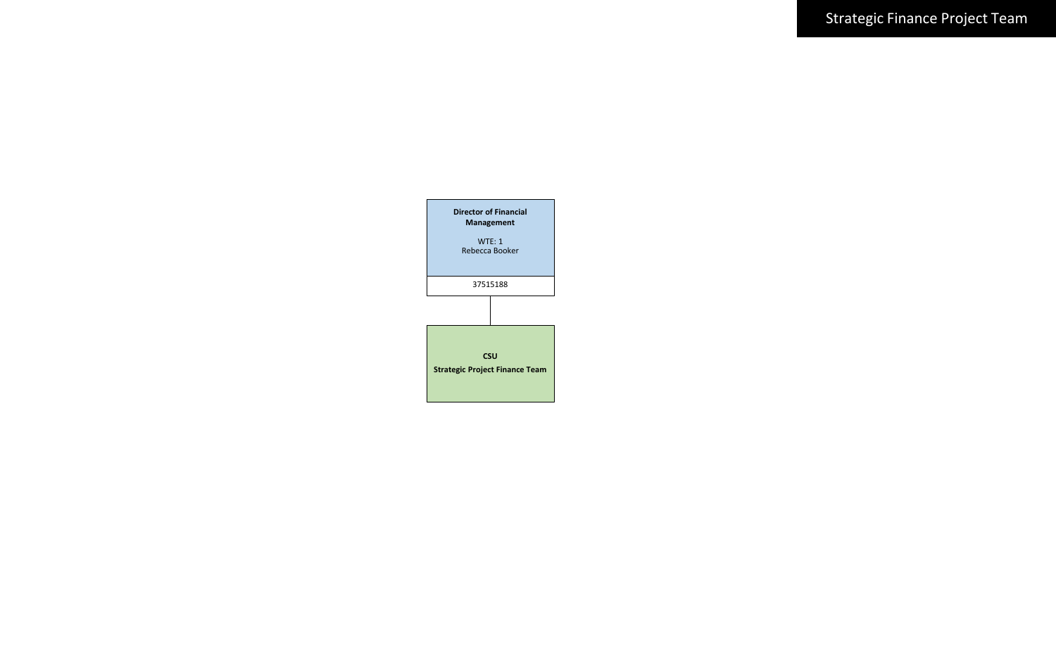# Strategic Finance Project Team

**Director of Financial Management**

WTE: 1
Rebecca Booker

37515188

**CSU**

**Strategic Project Finance Team**